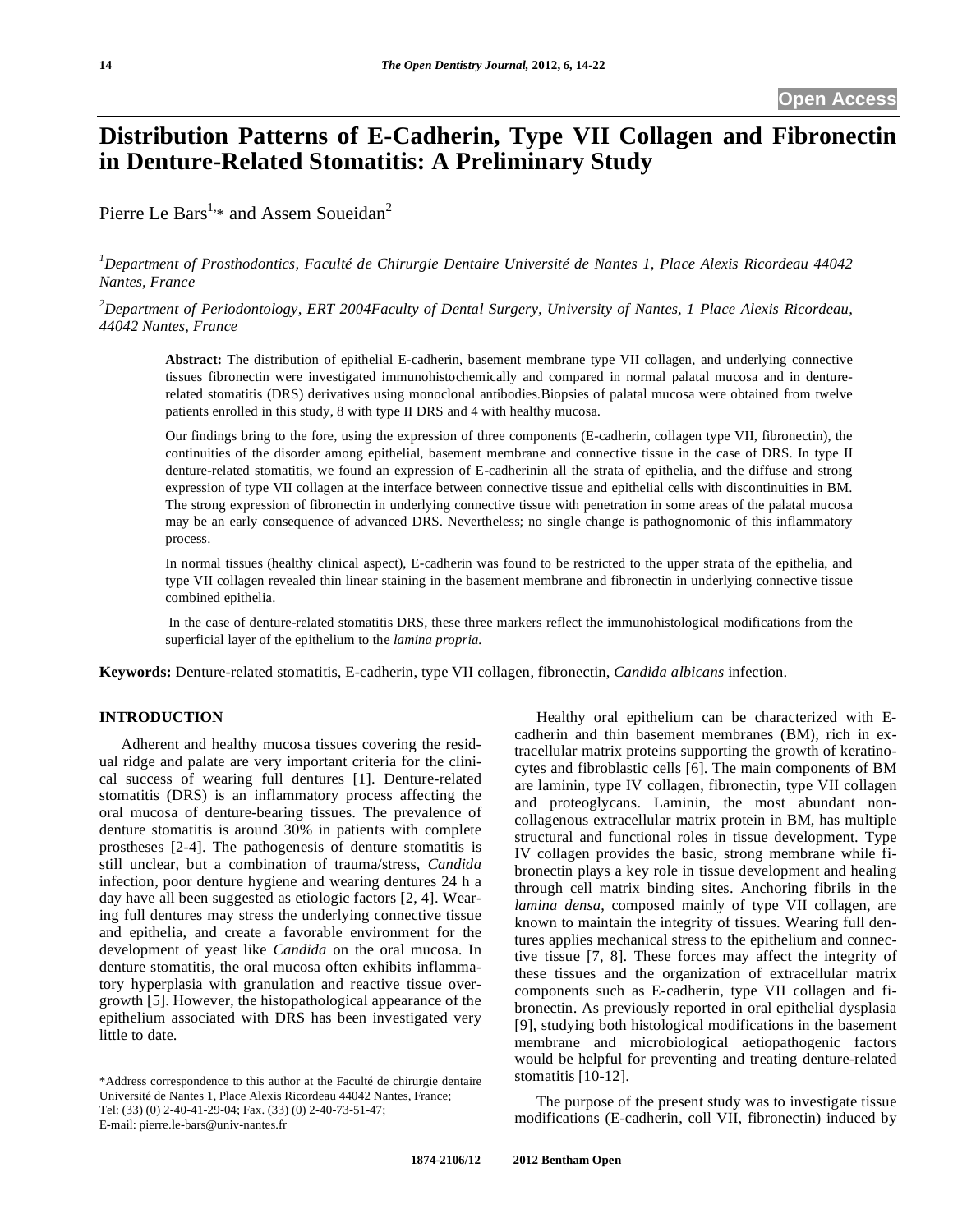Open Access

# Distribution Patterns of E-Cadherin, Type VII Collagen and Fibronectin in Denture-Related Stomatitis: A Preliminary Study

Pierre Le Bars[1,*] and Assem Soueidan[2]

[1]Department of Prosthodontics, Faculté de Chirurgie Dentaire Université de Nantes 1, Place Alexis Ricordeau 44042 Nantes, France

[2]Department of Periodontology, ERT 2004Faculty of Dental Surgery, University of Nantes, 1 Place Alexis Ricordeau, 44042 Nantes, France

**Abstract:** The distribution of epithelial E-cadherin, basement membrane type VII collagen, and underlying connective tissues fibronectin were investigated immunohistochemically and compared in normal palatal mucosa and in denture-related stomatitis (DRS) derivatives using monoclonal antibodies.Biopsies of palatal mucosa were obtained from twelve patients enrolled in this study, 8 with type II DRS and 4 with healthy mucosa.

Our findings bring to the fore, using the expression of three components (E-cadherin, collagen type VII, fibronectin), the continuities of the disorder among epithelial, basement membrane and connective tissue in the case of DRS. In type II denture-related stomatitis, we found an expression of E-cadherinin all the strata of epithelia, and the diffuse and strong expression of type VII collagen at the interface between connective tissue and epithelial cells with discontinuities in BM. The strong expression of fibronectin in underlying connective tissue with penetration in some areas of the palatal mucosa may be an early consequence of advanced DRS. Nevertheless; no single change is pathognomonic of this inflammatory process.

In normal tissues (healthy clinical aspect), E-cadherin was found to be restricted to the upper strata of the epithelia, and type VII collagen revealed thin linear staining in the basement membrane and fibronectin in underlying connective tissue combined epithelia.

In the case of denture-related stomatitis DRS, these three markers reflect the immunohistological modifications from the superficial layer of the epithelium to the *lamina propria.*

**Keywords:** Denture-related stomatitis, E-cadherin, type VII collagen, fibronectin, *Candida albicans* infection.

## INTRODUCTION

Adherent and healthy mucosa tissues covering the residual ridge and palate are very important criteria for the clinical success of wearing full dentures [1]. Denture-related stomatitis (DRS) is an inflammatory process affecting the oral mucosa of denture-bearing tissues. The prevalence of denture stomatitis is around 30% in patients with complete prostheses [2-4]. The pathogenesis of denture stomatitis is still unclear, but a combination of trauma/stress, *Candida* infection, poor denture hygiene and wearing dentures 24 h a day have all been suggested as etiologic factors [2, 4]. Wearing full dentures may stress the underlying connective tissue and epithelia, and create a favorable environment for the development of yeast like *Candida* on the oral mucosa. In denture stomatitis, the oral mucosa often exhibits inflammatory hyperplasia with granulation and reactive tissue overgrowth [5]. However, the histopathological appearance of the epithelium associated with DRS has been investigated very little to date.

Healthy oral epithelium can be characterized with E-cadherin and thin basement membranes (BM), rich in extracellular matrix proteins supporting the growth of keratinocytes and fibroblastic cells [6]. The main components of BM are laminin, type IV collagen, fibronectin, type VII collagen and proteoglycans. Laminin, the most abundant non-collagenous extracellular matrix protein in BM, has multiple structural and functional roles in tissue development. Type IV collagen provides the basic, strong membrane while fibronectin plays a key role in tissue development and healing through cell matrix binding sites. Anchoring fibrils in the *lamina densa*, composed mainly of type VII collagen, are known to maintain the integrity of tissues. Wearing full dentures applies mechanical stress to the epithelium and connective tissue [7, 8]. These forces may affect the integrity of these tissues and the organization of extracellular matrix components such as E-cadherin, type VII collagen and fibronectin. As previously reported in oral epithelial dysplasia [9], studying both histological modifications in the basement membrane and microbiological aetiopathogenic factors would be helpful for preventing and treating denture-related stomatitis [10-12].

The purpose of the present study was to investigate tissue modifications (E-cadherin, coll VII, fibronectin) induced by

*Address correspondence to this author at the Faculté de chirurgie dentaire Université de Nantes 1, Place Alexis Ricordeau 44042 Nantes, France; Tel: (33) (0) 2-40-41-29-04; Fax. (33) (0) 2-40-73-51-47; E-mail: pierre.le-bars@univ-nantes.fr

1874-2106/12 2012 Bentham Open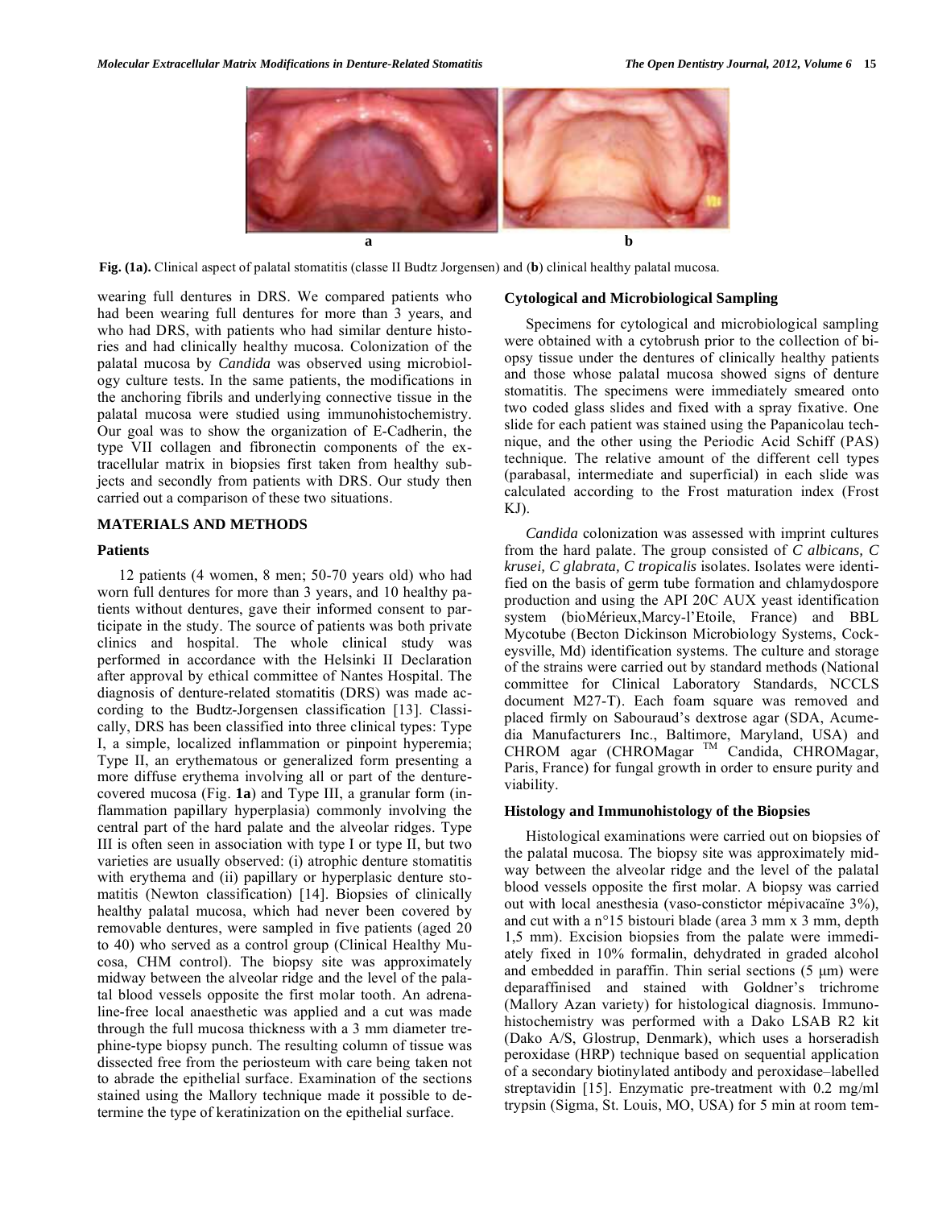**Fig. (1a).** Clinical aspect of palatal stomatitis (classe II Budtz Jorgensen) and (**b**) clinical healthy palatal mucosa.

wearing full dentures in DRS. We compared patients who had been wearing full dentures for more than 3 years, and who had DRS, with patients who had similar denture histories and had clinically healthy mucosa. Colonization of the palatal mucosa by *Candida* was observed using microbiology culture tests. In the same patients, the modifications in the anchoring fibrils and underlying connective tissue in the palatal mucosa were studied using immunohistochemistry. Our goal was to show the organization of E-Cadherin, the type VII collagen and fibronectin components of the extracellular matrix in biopsies first taken from healthy subjects and secondly from patients with DRS. Our study then carried out a comparison of these two situations.

## MATERIALS AND METHODS

### Patients

12 patients (4 women, 8 men; 50-70 years old) who had worn full dentures for more than 3 years, and 10 healthy patients without dentures, gave their informed consent to participate in the study. The source of patients was both private clinics and hospital. The whole clinical study was performed in accordance with the Helsinki II Declaration after approval by ethical committee of Nantes Hospital. The diagnosis of denture-related stomatitis (DRS) was made according to the Budtz-Jorgensen classification [13]. Classically, DRS has been classified into three clinical types: Type I, a simple, localized inflammation or pinpoint hyperemia; Type II, an erythematous or generalized form presenting a more diffuse erythema involving all or part of the denture-covered mucosa (Fig. **1a**) and Type III, a granular form (inflammation papillary hyperplasia) commonly involving the central part of the hard palate and the alveolar ridges. Type III is often seen in association with type I or type II, but two varieties are usually observed: (i) atrophic denture stomatitis with erythema and (ii) papillary or hyperplasic denture stomatitis (Newton classification) [14]. Biopsies of clinically healthy palatal mucosa, which had never been covered by removable dentures, were sampled in five patients (aged 20 to 40) who served as a control group (Clinical Healthy Mucosa, CHM control). The biopsy site was approximately midway between the alveolar ridge and the level of the palatal blood vessels opposite the first molar tooth. An adrenaline-free local anaesthetic was applied and a cut was made through the full mucosa thickness with a 3 mm diameter trephine-type biopsy punch. The resulting column of tissue was dissected free from the periosteum with care being taken not to abrade the epithelial surface. Examination of the sections stained using the Mallory technique made it possible to determine the type of keratinization on the epithelial surface.

### Cytological and Microbiological Sampling

Specimens for cytological and microbiological sampling were obtained with a cytobrush prior to the collection of biopsy tissue under the dentures of clinically healthy patients and those whose palatal mucosa showed signs of denture stomatitis. The specimens were immediately smeared onto two coded glass slides and fixed with a spray fixative. One slide for each patient was stained using the Papanicolau technique, and the other using the Periodic Acid Schiff (PAS) technique. The relative amount of the different cell types (parabasal, intermediate and superficial) in each slide was calculated according to the Frost maturation index (Frost KJ).

*Candida* colonization was assessed with imprint cultures from the hard palate. The group consisted of *C albicans, C krusei, C glabrata, C tropicalis* isolates. Isolates were identified on the basis of germ tube formation and chlamydospore production and using the API 20C AUX yeast identification system (bioMérieux,Marcy-l'Etoile, France) and BBL Mycotube (Becton Dickinson Microbiology Systems, Cockeysville, Md) identification systems. The culture and storage of the strains were carried out by standard methods (National committee for Clinical Laboratory Standards, NCCLS document M27-T). Each foam square was removed and placed firmly on Sabouraud's dextrose agar (SDA, Acumedia Manufacturers Inc., Baltimore, Maryland, USA) and CHROM agar (CHROMagar ™ Candida, CHROMagar, Paris, France) for fungal growth in order to ensure purity and viability.

### Histology and Immunohistology of the Biopsies

Histological examinations were carried out on biopsies of the palatal mucosa. The biopsy site was approximately midway between the alveolar ridge and the level of the palatal blood vessels opposite the first molar. A biopsy was carried out with local anesthesia (vaso-constictor mépivacaïne 3%), and cut with a n°15 bistouri blade (area 3 mm x 3 mm, depth 1,5 mm). Excision biopsies from the palate were immediately fixed in 10% formalin, dehydrated in graded alcohol and embedded in paraffin. Thin serial sections (5 μm) were deparaffinised and stained with Goldner's trichrome (Mallory Azan variety) for histological diagnosis. Immunohistochemistry was performed with a Dako LSAB R2 kit (Dako A/S, Glostrup, Denmark), which uses a horseradish peroxidase (HRP) technique based on sequential application of a secondary biotinylated antibody and peroxidase–labelled streptavidin [15]. Enzymatic pre-treatment with 0.2 mg/ml trypsin (Sigma, St. Louis, MO, USA) for 5 min at room tem-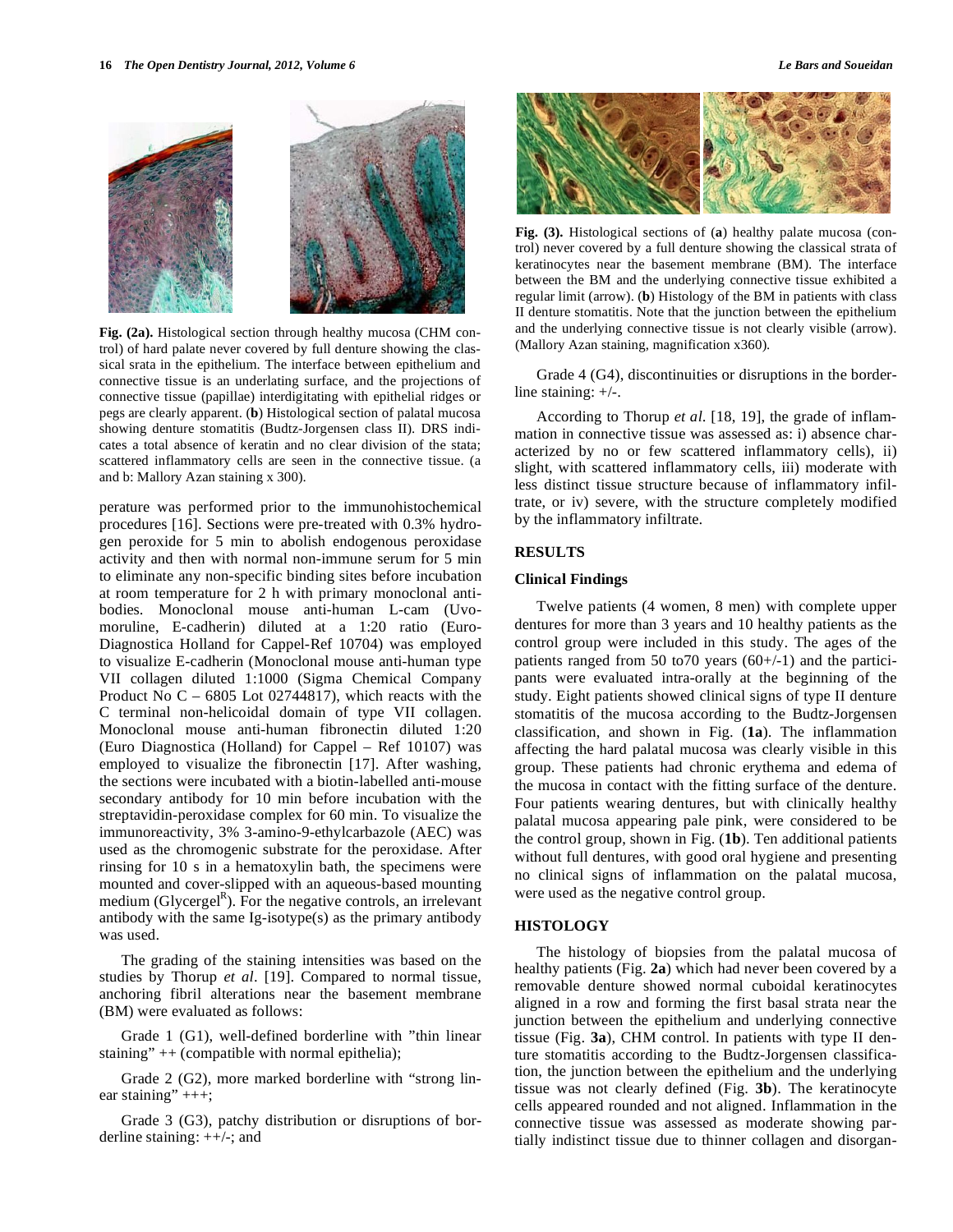**Fig. (2a).** Histological section through healthy mucosa (CHM control) of hard palate never covered by full denture showing the classical srata in the epithelium. The interface between epithelium and connective tissue is an underlating surface, and the projections of connective tissue (papillae) interdigitating with epithelial ridges or pegs are clearly apparent. (**b**) Histological section of palatal mucosa showing denture stomatitis (Budtz-Jorgensen class II). DRS indicates a total absence of keratin and no clear division of the stata; scattered inflammatory cells are seen in the connective tissue. (a and b: Mallory Azan staining x 300).

perature was performed prior to the immunohistochemical procedures [16]. Sections were pre-treated with 0.3% hydrogen peroxide for 5 min to abolish endogenous peroxidase activity and then with normal non-immune serum for 5 min to eliminate any non-specific binding sites before incubation at room temperature for 2 h with primary monoclonal antibodies. Monoclonal mouse anti-human L-cam (Uvomoruline, E-cadherin) diluted at a 1:20 ratio (Euro-Diagnostica Holland for Cappel-Ref 10704) was employed to visualize E-cadherin (Monoclonal mouse anti-human type VII collagen diluted 1:1000 (Sigma Chemical Company Product No C – 6805 Lot 02744817), which reacts with the C terminal non-helicoidal domain of type VII collagen. Monoclonal mouse anti-human fibronectin diluted 1:20 (Euro Diagnostica (Holland) for Cappel – Ref 10107) was employed to visualize the fibronectin [17]. After washing, the sections were incubated with a biotin-labelled anti-mouse secondary antibody for 10 min before incubation with the streptavidin-peroxidase complex for 60 min. To visualize the immunoreactivity, 3% 3-amino-9-ethylcarbazole (AEC) was used as the chromogenic substrate for the peroxidase. After rinsing for 10 s in a hematoxylin bath, the specimens were mounted and cover-slipped with an aqueous-based mounting medium (Glycergel[R]). For the negative controls, an irrelevant antibody with the same Ig-isotype(s) as the primary antibody was used.

The grading of the staining intensities was based on the studies by Thorup *et al*. [19]. Compared to normal tissue, anchoring fibril alterations near the basement membrane (BM) were evaluated as follows:

Grade 1 (G1), well-defined borderline with "thin linear staining" ++ (compatible with normal epithelia);

Grade 2 (G2), more marked borderline with "strong linear staining" +++;

Grade 3 (G3), patchy distribution or disruptions of borderline staining: ++/-; and

Grade 4 (G4), discontinuities or disruptions in the borderline staining: +/-.

**Fig. (3).** Histological sections of (**a**) healthy palate mucosa (control) never covered by a full denture showing the classical strata of keratinocytes near the basement membrane (BM). The interface between the BM and the underlying connective tissue exhibited a regular limit (arrow). (**b**) Histology of the BM in patients with class II denture stomatitis. Note that the junction between the epithelium and the underlying connective tissue is not clearly visible (arrow). (Mallory Azan staining, magnification x360).

According to Thorup *et al.* [18, 19], the grade of inflammation in connective tissue was assessed as: i) absence characterized by no or few scattered inflammatory cells), ii) slight, with scattered inflammatory cells, iii) moderate with less distinct tissue structure because of inflammatory infiltrate, or iv) severe, with the structure completely modified by the inflammatory infiltrate.

## RESULTS

### Clinical Findings

Twelve patients (4 women, 8 men) with complete upper dentures for more than 3 years and 10 healthy patients as the control group were included in this study. The ages of the patients ranged from 50 to70 years (60+/-1) and the participants were evaluated intra-orally at the beginning of the study. Eight patients showed clinical signs of type II denture stomatitis of the mucosa according to the Budtz-Jorgensen classification, and shown in Fig. (**1a**). The inflammation affecting the hard palatal mucosa was clearly visible in this group. These patients had chronic erythema and edema of the mucosa in contact with the fitting surface of the denture. Four patients wearing dentures, but with clinically healthy palatal mucosa appearing pale pink, were considered to be the control group, shown in Fig. (**1b**). Ten additional patients without full dentures, with good oral hygiene and presenting no clinical signs of inflammation on the palatal mucosa, were used as the negative control group.

## HISTOLOGY

The histology of biopsies from the palatal mucosa of healthy patients (Fig. **2a**) which had never been covered by a removable denture showed normal cuboidal keratinocytes aligned in a row and forming the first basal strata near the junction between the epithelium and underlying connective tissue (Fig. **3a**), CHM control. In patients with type II denture stomatitis according to the Budtz-Jorgensen classification, the junction between the epithelium and the underlying tissue was not clearly defined (Fig. **3b**). The keratinocyte cells appeared rounded and not aligned. Inflammation in the connective tissue was assessed as moderate showing partially indistinct tissue due to thinner collagen and disorgan-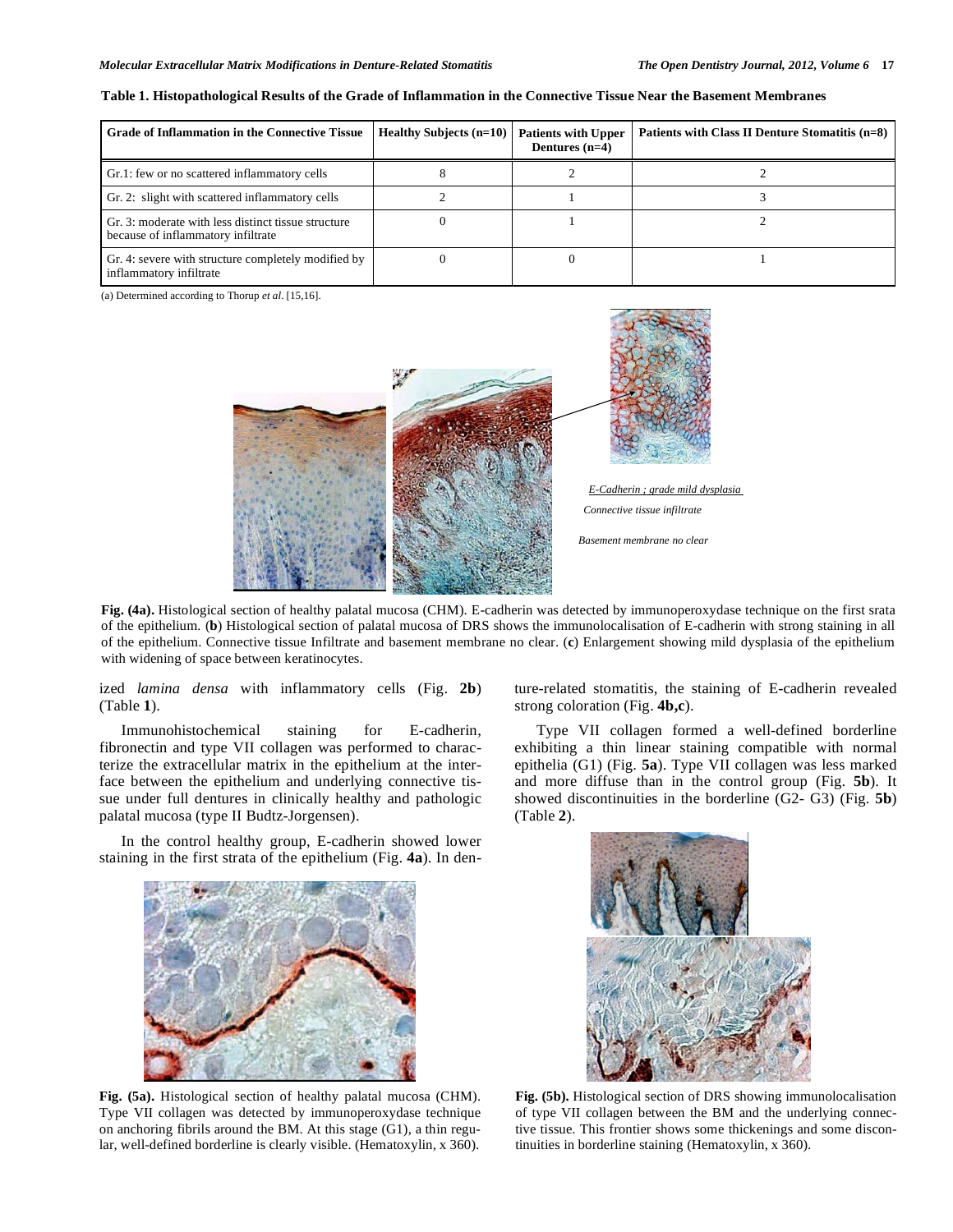**Table 1. Histopathological Results of the Grade of Inflammation in the Connective Tissue Near the Basement Membranes**

| Grade of Inflammation in the Connective Tissue | Healthy Subjects (n=10) | Patients with Upper Dentures (n=4) | Patients with Class II Denture Stomatitis (n=8) |
|---|---|---|---|
| Gr.1: few or no scattered inflammatory cells | 8 | 2 | 2 |
| Gr. 2: slight with scattered inflammatory cells | 2 | 1 | 3 |
| Gr. 3: moderate with less distinct tissue structure because of inflammatory infiltrate | 0 | 1 | 2 |
| Gr. 4: severe with structure completely modified by inflammatory infiltrate | 0 | 0 | 1 |

(a) Determined according to Thorup *et al*. [15,16].

*E-Cadherin ; grade mild dysplasia*

*Connective tissue infiltrate*

*Basement membrane no clear*

**Fig. (4a).** Histological section of healthy palatal mucosa (CHM). E-cadherin was detected by immunoperoxydase technique on the first srata of the epithelium. (**b**) Histological section of palatal mucosa of DRS shows the immunolocalisation of E-cadherin with strong staining in all of the epithelium. Connective tissue Infiltrate and basement membrane no clear. (**c**) Enlargement showing mild dysplasia of the epithelium with widening of space between keratinocytes.

ized *lamina densa* with inflammatory cells (Fig. **2b**) (Table **1**).

Immunohistochemical staining for E-cadherin, fibronectin and type VII collagen was performed to characterize the extracellular matrix in the epithelium at the interface between the epithelium and underlying connective tissue under full dentures in clinically healthy and pathologic palatal mucosa (type II Budtz-Jorgensen).

In the control healthy group, E-cadherin showed lower staining in the first strata of the epithelium (Fig. **4a**). In denture-related stomatitis, the staining of E-cadherin revealed strong coloration (Fig. **4b,c**).

Type VII collagen formed a well-defined borderline exhibiting a thin linear staining compatible with normal epithelia (G1) (Fig. **5a**). Type VII collagen was less marked and more diffuse than in the control group (Fig. **5b**). It showed discontinuities in the borderline (G2- G3) (Fig. **5b**) (Table **2**).

**Fig. (5a).** Histological section of healthy palatal mucosa (CHM). Type VII collagen was detected by immunoperoxydase technique on anchoring fibrils around the BM. At this stage (G1), a thin regular, well-defined borderline is clearly visible. (Hematoxylin, x 360).

**Fig. (5b).** Histological section of DRS showing immunolocalisation of type VII collagen between the BM and the underlying connective tissue. This frontier shows some thickenings and some discontinuities in borderline staining (Hematoxylin, x 360).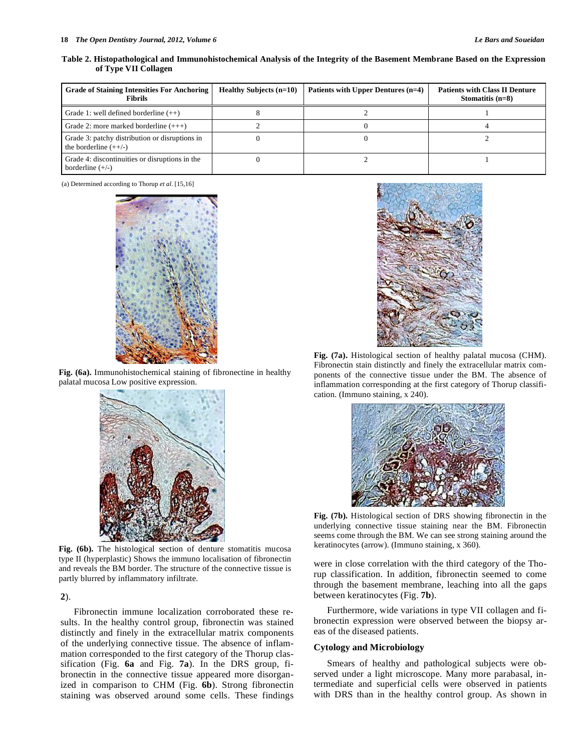**Table 2. Histopathological and Immunohistochemical Analysis of the Integrity of the Basement Membrane Based on the Expression of Type VII Collagen**

| Grade of Staining Intensities For Anchoring Fibrils | Healthy Subjects (n=10) | Patients with Upper Dentures (n=4) | Patients with Class II Denture Stomatitis (n=8) |
|---|---|---|---|
| Grade 1: well defined borderline (++) | 8 | 2 | 1 |
| Grade 2: more marked borderline (+++) | 2 | 0 | 4 |
| Grade 3: patchy distribution or disruptions in the borderline (++/-) | 0 | 0 | 2 |
| Grade 4: discontinuities or disruptions in the borderline (+/-) | 0 | 2 | 1 |

(a) Determined according to Thorup *et al*. [15,16]

**Fig. (6a).** Immunohistochemical staining of fibronectine in healthy palatal mucosa Low positive expression.

**Fig. (6b).** The histological section of denture stomatitis mucosa type II (hyperplastic) Shows the immuno localisation of fibronectin and reveals the BM border. The structure of the connective tissue is partly blurred by inflammatory infiltrate.

2).

Fibronectin immune localization corroborated these results. In the healthy control group, fibronectin was stained distinctly and finely in the extracellular matrix components of the underlying connective tissue. The absence of inflammation corresponded to the first category of the Thorup classification (Fig. **6a** and Fig. **7a**). In the DRS group, fibronectin in the connective tissue appeared more disorganized in comparison to CHM (Fig. **6b**). Strong fibronectin staining was observed around some cells. These findings were in close correlation with the third category of the Thorup classification. In addition, fibronectin seemed to come through the basement membrane, leaching into all the gaps between keratinocytes (Fig. **7b**).

**Fig. (7a).** Histological section of healthy palatal mucosa (CHM). Fibronectin stain distinctly and finely the extracellular matrix components of the connective tissue under the BM. The absence of inflammation corresponding at the first category of Thorup classification. (Immuno staining, x 240).

**Fig. (7b).** Histological section of DRS showing fibronectin in the underlying connective tissue staining near the BM. Fibronectin seems come through the BM. We can see strong staining around the keratinocytes (arrow). (Immuno staining, x 360).

Furthermore, wide variations in type VII collagen and fibronectin expression were observed between the biopsy areas of the diseased patients.

### Cytology and Microbiology

Smears of healthy and pathological subjects were observed under a light microscope. Many more parabasal, intermediate and superficial cells were observed in patients with DRS than in the healthy control group. As shown in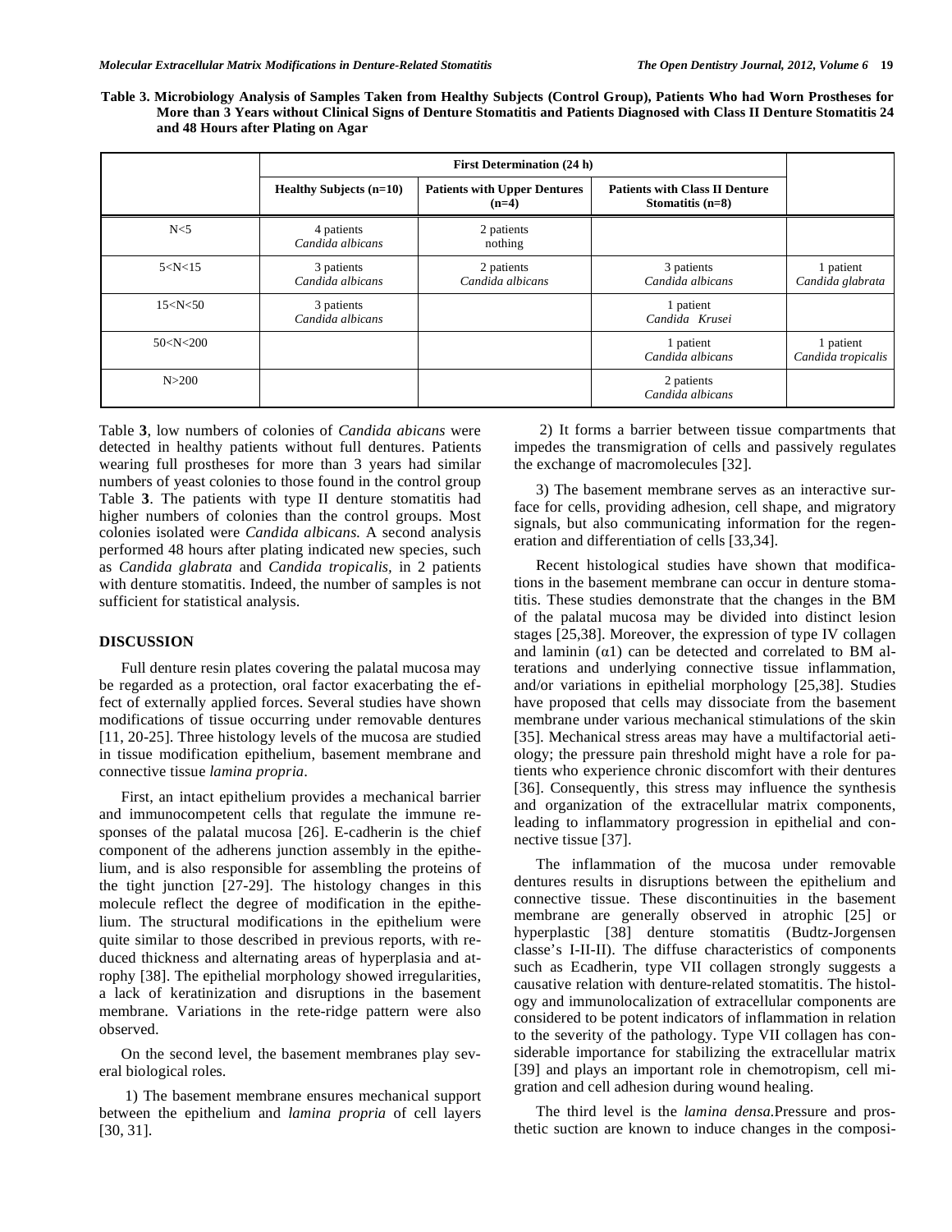**Table 3. Microbiology Analysis of Samples Taken from Healthy Subjects (Control Group), Patients Who had Worn Prostheses for More than 3 Years without Clinical Signs of Denture Stomatitis and Patients Diagnosed with Class II Denture Stomatitis 24 and 48 Hours after Plating on Agar**

| | First Determination (24 h) | | | |
|---|---|---|---|---|
| | Healthy Subjects (n=10) | Patients with Upper Dentures (n=4) | Patients with Class II Denture Stomatitis (n=8) | |
| N<5 | 4 patients *Candida albicans* | 2 patients nothing | | |
| 5<N<15 | 3 patients *Candida albicans* | 2 patients *Candida albicans* | 3 patients *Candida albicans* | 1 patient *Candida glabrata* |
| 15<N<50 | 3 patients *Candida albicans* | | 1 patient *Candida Krusei* | |
| 50<N<200 | | | 1 patient *Candida albicans* | 1 patient *Candida tropicalis* |
| N>200 | | | 2 patients *Candida albicans* | |

Table **3**, low numbers of colonies of *Candida abicans* were detected in healthy patients without full dentures. Patients wearing full prostheses for more than 3 years had similar numbers of yeast colonies to those found in the control group Table **3**. The patients with type II denture stomatitis had higher numbers of colonies than the control groups. Most colonies isolated were *Candida albicans.* A second analysis performed 48 hours after plating indicated new species, such as *Candida glabrata* and *Candida tropicalis,* in 2 patients with denture stomatitis. Indeed, the number of samples is not sufficient for statistical analysis.

## DISCUSSION

Full denture resin plates covering the palatal mucosa may be regarded as a protection, oral factor exacerbating the effect of externally applied forces. Several studies have shown modifications of tissue occurring under removable dentures [11, 20-25]. Three histology levels of the mucosa are studied in tissue modification epithelium, basement membrane and connective tissue *lamina propria*.

First, an intact epithelium provides a mechanical barrier and immunocompetent cells that regulate the immune responses of the palatal mucosa [26]. E-cadherin is the chief component of the adherens junction assembly in the epithelium, and is also responsible for assembling the proteins of the tight junction [27-29]. The histology changes in this molecule reflect the degree of modification in the epithelium. The structural modifications in the epithelium were quite similar to those described in previous reports, with reduced thickness and alternating areas of hyperplasia and atrophy [38]. The epithelial morphology showed irregularities, a lack of keratinization and disruptions in the basement membrane. Variations in the rete-ridge pattern were also observed.

On the second level, the basement membranes play several biological roles.

1) The basement membrane ensures mechanical support between the epithelium and *lamina propria* of cell layers [30, 31].

2) It forms a barrier between tissue compartments that impedes the transmigration of cells and passively regulates the exchange of macromolecules [32].

3) The basement membrane serves as an interactive surface for cells, providing adhesion, cell shape, and migratory signals, but also communicating information for the regeneration and differentiation of cells [33,34].

Recent histological studies have shown that modifications in the basement membrane can occur in denture stomatitis. These studies demonstrate that the changes in the BM of the palatal mucosa may be divided into distinct lesion stages [25,38]. Moreover, the expression of type IV collagen and laminin ($\alpha1$) can be detected and correlated to BM alterations and underlying connective tissue inflammation, and/or variations in epithelial morphology [25,38]. Studies have proposed that cells may dissociate from the basement membrane under various mechanical stimulations of the skin [35]. Mechanical stress areas may have a multifactorial aetiology; the pressure pain threshold might have a role for patients who experience chronic discomfort with their dentures [36]. Consequently, this stress may influence the synthesis and organization of the extracellular matrix components, leading to inflammatory progression in epithelial and connective tissue [37].

The inflammation of the mucosa under removable dentures results in disruptions between the epithelium and connective tissue. These discontinuities in the basement membrane are generally observed in atrophic [25] or hyperplastic [38] denture stomatitis (Budtz-Jorgensen classe's I-II-II). The diffuse characteristics of components such as Ecadherin, type VII collagen strongly suggests a causative relation with denture-related stomatitis. The histology and immunolocalization of extracellular components are considered to be potent indicators of inflammation in relation to the severity of the pathology. Type VII collagen has considerable importance for stabilizing the extracellular matrix [39] and plays an important role in chemotropism, cell migration and cell adhesion during wound healing.

The third level is the *lamina densa.*Pressure and prosthetic suction are known to induce changes in the composi-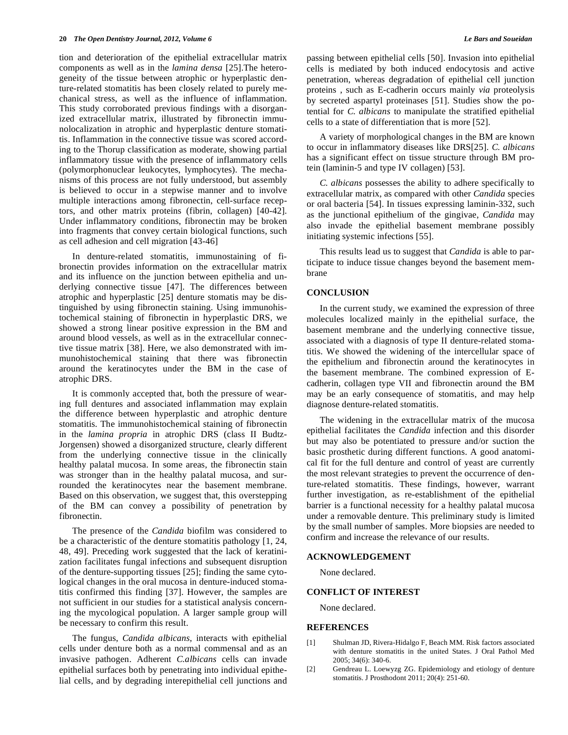tion and deterioration of the epithelial extracellular matrix components as well as in the *lamina densa* [25].The heterogeneity of the tissue between atrophic or hyperplastic denture-related stomatitis has been closely related to purely mechanical stress, as well as the influence of inflammation. This study corroborated previous findings with a disorganized extracellular matrix, illustrated by fibronectin immunolocalization in atrophic and hyperplastic denture stomatitis. Inflammation in the connective tissue was scored according to the Thorup classification as moderate, showing partial inflammatory tissue with the presence of inflammatory cells (polymorphonuclear leukocytes, lymphocytes). The mechanisms of this process are not fully understood, but assembly is believed to occur in a stepwise manner and to involve multiple interactions among fibronectin, cell-surface receptors, and other matrix proteins (fibrin, collagen) [40-42]. Under inflammatory conditions, fibronectin may be broken into fragments that convey certain biological functions, such as cell adhesion and cell migration [43-46]

In denture-related stomatitis, immunostaining of fibronectin provides information on the extracellular matrix and its influence on the junction between epithelia and underlying connective tissue [47]. The differences between atrophic and hyperplastic [25] denture stomatis may be distinguished by using fibronectin staining. Using immunohistochemical staining of fibronectin in hyperplastic DRS, we showed a strong linear positive expression in the BM and around blood vessels, as well as in the extracellular connective tissue matrix [38]. Here, we also demonstrated with immunohistochemical staining that there was fibronectin around the keratinocytes under the BM in the case of atrophic DRS.

It is commonly accepted that, both the pressure of wearing full dentures and associated inflammation may explain the difference between hyperplastic and atrophic denture stomatitis. The immunohistochemical staining of fibronectin in the *lamina propria* in atrophic DRS (class II Budtz-Jorgensen) showed a disorganized structure, clearly different from the underlying connective tissue in the clinically healthy palatal mucosa. In some areas, the fibronectin stain was stronger than in the healthy palatal mucosa, and surrounded the keratinocytes near the basement membrane. Based on this observation, we suggest that, this overstepping of the BM can convey a possibility of penetration by fibronectin.

The presence of the *Candida* biofilm was considered to be a characteristic of the denture stomatitis pathology [1, 24, 48, 49]. Preceding work suggested that the lack of keratinization facilitates fungal infections and subsequent disruption of the denture-supporting tissues [25]; finding the same cytological changes in the oral mucosa in denture-induced stomatitis confirmed this finding [37]. However, the samples are not sufficient in our studies for a statistical analysis concerning the mycological population. A larger sample group will be necessary to confirm this result.

The fungus, *Candida albicans*, interacts with epithelial cells under denture both as a normal commensal and as an invasive pathogen. Adherent *C.albicans* cells can invade epithelial surfaces both by penetrating into individual epithelial cells, and by degrading interepithelial cell junctions and passing between epithelial cells [50]. Invasion into epithelial cells is mediated by both induced endocytosis and active penetration, whereas degradation of epithelial cell junction proteins , such as E-cadherin occurs mainly *via* proteolysis by secreted aspartyl proteinases [51]. Studies show the potential for *C. albicans* to manipulate the stratified epithelial cells to a state of differentiation that is more [52].

A variety of morphological changes in the BM are known to occur in inflammatory diseases like DRS[25]. *C. albicans* has a significant effect on tissue structure through BM protein (laminin-5 and type IV collagen) [53].

*C. albicans* possesses the ability to adhere specifically to extracellular matrix, as compared with other *Candida* species or oral bacteria [54]. In tissues expressing laminin-332, such as the junctional epithelium of the gingivae, *Candida* may also invade the epithelial basement membrane possibly initiating systemic infections [55].

This results lead us to suggest that *Candida* is able to participate to induce tissue changes beyond the basement membrane

## CONCLUSION

In the current study, we examined the expression of three molecules localized mainly in the epithelial surface, the basement membrane and the underlying connective tissue, associated with a diagnosis of type II denture-related stomatitis. We showed the widening of the intercellular space of the epithelium and fibronectin around the keratinocytes in the basement membrane. The combined expression of E-cadherin, collagen type VII and fibronectin around the BM may be an early consequence of stomatitis, and may help diagnose denture-related stomatitis.

The widening in the extracellular matrix of the mucosa epithelial facilitates the *Candida* infection and this disorder but may also be potentiated to pressure and/or suction the basic prosthetic during different functions. A good anatomical fit for the full denture and control of yeast are currently the most relevant strategies to prevent the occurrence of denture-related stomatitis. These findings, however, warrant further investigation, as re-establishment of the epithelial barrier is a functional necessity for a healthy palatal mucosa under a removable denture. This preliminary study is limited by the small number of samples. More biopsies are needed to confirm and increase the relevance of our results.

## ACKNOWLEDGEMENT

None declared.

## CONFLICT OF INTEREST

None declared.

## REFERENCES

[1] Shulman JD, Rivera-Hidalgo F, Beach MM. Risk factors associated with denture stomatitis in the united States. J Oral Pathol Med 2005; 34(6): 340-6.

[2] Gendreau L. Loewyzg ZG. Epidemiology and etiology of denture stomatitis. J Prosthodont 2011; 20(4): 251-60.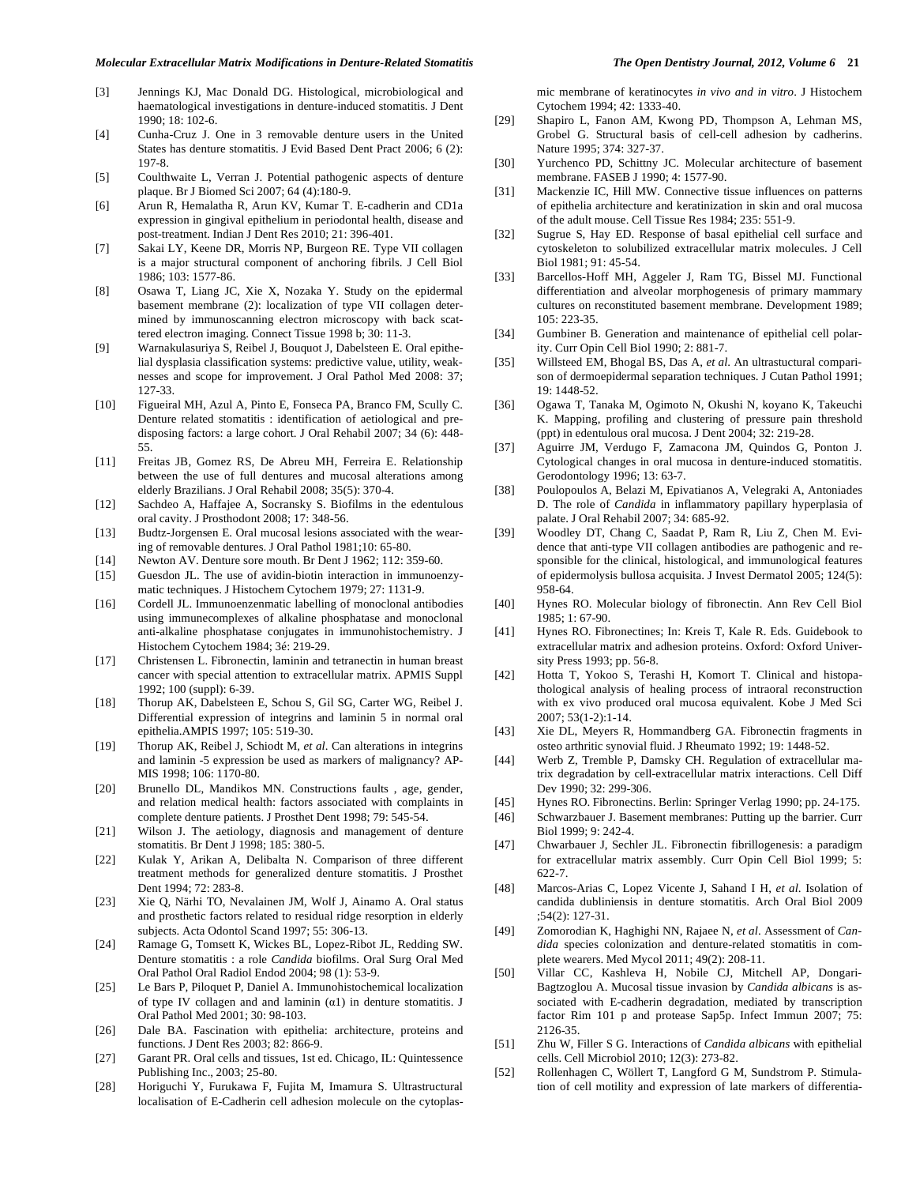[3] Jennings KJ, Mac Donald DG. Histological, microbiological and haematological investigations in denture-induced stomatitis. J Dent 1990; 18: 102-6.

[4] Cunha-Cruz J. One in 3 removable denture users in the United States has denture stomatitis. J Evid Based Dent Pract 2006; 6 (2): 197-8.

[5] Coulthwaite L, Verran J. Potential pathogenic aspects of denture plaque. Br J Biomed Sci 2007; 64 (4):180-9.

[6] Arun R, Hemalatha R, Arun KV, Kumar T. E-cadherin and CD1a expression in gingival epithelium in periodontal health, disease and post-treatment. Indian J Dent Res 2010; 21: 396-401.

[7] Sakai LY, Keene DR, Morris NP, Burgeon RE. Type VII collagen is a major structural component of anchoring fibrils. J Cell Biol 1986; 103: 1577-86.

[8] Osawa T, Liang JC, Xie X, Nozaka Y. Study on the epidermal basement membrane (2): localization of type VII collagen determined by immunoscanning electron microscopy with back scattered electron imaging. Connect Tissue 1998 b; 30: 11-3.

[9] Warnakulasuriya S, Reibel J, Bouquot J, Dabelsteen E. Oral epithelial dysplasia classification systems: predictive value, utility, weaknesses and scope for improvement. J Oral Pathol Med 2008: 37; 127-33.

[10] Figueiral MH, Azul A, Pinto E, Fonseca PA, Branco FM, Scully C. Denture related stomatitis : identification of aetiological and predisposing factors: a large cohort. J Oral Rehabil 2007; 34 (6): 448-55.

[11] Freitas JB, Gomez RS, De Abreu MH, Ferreira E. Relationship between the use of full dentures and mucosal alterations among elderly Brazilians. J Oral Rehabil 2008; 35(5): 370-4.

[12] Sachdeo A, Haffajee A, Socransky S. Biofilms in the edentulous oral cavity. J Prosthodont 2008; 17: 348-56.

[13] Budtz-Jorgensen E. Oral mucosal lesions associated with the wearing of removable dentures. J Oral Pathol 1981;10: 65-80.

[14] Newton AV. Denture sore mouth. Br Dent J 1962; 112: 359-60.

[15] Guesdon JL. The use of avidin-biotin interaction in immunoenzymatic techniques. J Histochem Cytochem 1979; 27: 1131-9.

[16] Cordell JL. Immunoenzenmatic labelling of monoclonal antibodies using immunecomplexes of alkaline phosphatase and monoclonal anti-alkaline phosphatase conjugates in immunohistochemistry. J Histochem Cytochem 1984; 3é: 219-29.

[17] Christensen L. Fibronectin, laminin and tetranectin in human breast cancer with special attention to extracellular matrix. APMIS Suppl 1992; 100 (suppl): 6-39.

[18] Thorup AK, Dabelsteen E, Schou S, Gil SG, Carter WG, Reibel J. Differential expression of integrins and laminin 5 in normal oral epithelia.AMPIS 1997; 105: 519-30.

[19] Thorup AK, Reibel J, Schiodt M, *et al*. Can alterations in integrins and laminin -5 expression be used as markers of malignancy? APMIS 1998; 106: 1170-80.

[20] Brunello DL, Mandikos MN. Constructions faults , age, gender, and relation medical health: factors associated with complaints in complete denture patients. J Prosthet Dent 1998; 79: 545-54.

[21] Wilson J. The aetiology, diagnosis and management of denture stomatitis. Br Dent J 1998; 185: 380-5.

[22] Kulak Y, Arikan A, Delibalta N. Comparison of three different treatment methods for generalized denture stomatitis. J Prosthet Dent 1994; 72: 283-8.

[23] Xie Q, Närhi TO, Nevalainen JM, Wolf J, Ainamo A. Oral status and prosthetic factors related to residual ridge resorption in elderly subjects. Acta Odontol Scand 1997; 55: 306-13.

[24] Ramage G, Tomsett K, Wickes BL, Lopez-Ribot JL, Redding SW. Denture stomatitis : a role *Candida* biofilms. Oral Surg Oral Med Oral Pathol Oral Radiol Endod 2004; 98 (1): 53-9.

[25] Le Bars P, Piloquet P, Daniel A. Immunohistochemical localization of type IV collagen and and laminin (α1) in denture stomatitis. J Oral Pathol Med 2001; 30: 98-103.

[26] Dale BA. Fascination with epithelia: architecture, proteins and functions. J Dent Res 2003; 82: 866-9.

[27] Garant PR. Oral cells and tissues, 1st ed. Chicago, IL: Quintessence Publishing Inc., 2003; 25-80.

[28] Horiguchi Y, Furukawa F, Fujita M, Imamura S. Ultrastructural localisation of E-Cadherin cell adhesion molecule on the cytoplasmic membrane of keratinocytes *in vivo and in vitro*. J Histochem Cytochem 1994; 42: 1333-40.

[29] Shapiro L, Fanon AM, Kwong PD, Thompson A, Lehman MS, Grobel G. Structural basis of cell-cell adhesion by cadherins. Nature 1995; 374: 327-37.

[30] Yurchenco PD, Schittny JC. Molecular architecture of basement membrane. FASEB J 1990; 4: 1577-90.

[31] Mackenzie IC, Hill MW. Connective tissue influences on patterns of epithelia architecture and keratinization in skin and oral mucosa of the adult mouse. Cell Tissue Res 1984; 235: 551-9.

[32] Sugrue S, Hay ED. Response of basal epithelial cell surface and cytoskeleton to solubilized extracellular matrix molecules. J Cell Biol 1981; 91: 45-54.

[33] Barcellos-Hoff MH, Aggeler J, Ram TG, Bissel MJ. Functional differentiation and alveolar morphogenesis of primary mammary cultures on reconstituted basement membrane. Development 1989; 105: 223-35.

[34] Gumbiner B. Generation and maintenance of epithelial cell polarity. Curr Opin Cell Biol 1990; 2: 881-7.

[35] Willsteed EM, Bhogal BS, Das A, *et al.* An ultrastructural comparison of dermoepidermal separation techniques. J Cutan Pathol 1991; 19: 1448-52.

[36] Ogawa T, Tanaka M, Ogimoto N, Okushi N, koyano K, Takeuchi K. Mapping, profiling and clustering of pressure pain threshold (ppt) in edentulous oral mucosa. J Dent 2004; 32: 219-28.

[37] Aguirre JM, Verdugo F, Zamacona JM, Quindos G, Ponton J. Cytological changes in oral mucosa in denture-induced stomatitis. Gerodontology 1996; 13: 63-7.

[38] Poulopoulos A, Belazi M, Epivatianos A, Velegraki A, Antoniades D. The role of *Candida* in inflammatory papillary hyperplasia of palate. J Oral Rehabil 2007; 34: 685-92.

[39] Woodley DT, Chang C, Saadat P, Ram R, Liu Z, Chen M. Evidence that anti-type VII collagen antibodies are pathogenic and responsible for the clinical, histological, and immunological features of epidermolysis bullosa acquisita. J Invest Dermatol 2005; 124(5): 958-64.

[40] Hynes RO. Molecular biology of fibronectin. Ann Rev Cell Biol 1985; 1: 67-90.

[41] Hynes RO. Fibronectines; In: Kreis T, Kale R. Eds. Guidebook to extracellular matrix and adhesion proteins. Oxford: Oxford University Press 1993; pp. 56-8.

[42] Hotta T, Yokoo S, Terashi H, Komort T. Clinical and histopathological analysis of healing process of intraoral reconstruction with ex vivo produced oral mucosa equivalent. Kobe J Med Sci 2007; 53(1-2):1-14.

[43] Xie DL, Meyers R, Hommandberg GA. Fibronectin fragments in osteo arthritic synovial fluid. J Rheumato 1992; 19: 1448-52.

[44] Werb Z, Tremble P, Damsky CH. Regulation of extracellular matrix degradation by cell-extracellular matrix interactions. Cell Diff Dev 1990; 32: 299-306.

[45] Hynes RO. Fibronectins. Berlin: Springer Verlag 1990; pp. 24-175.

[46] Schwarzbauer J. Basement membranes: Putting up the barrier. Curr Biol 1999; 9: 242-4.

[47] Chwarbauer J, Sechler JL. Fibronectin fibrillogenesis: a paradigm for extracellular matrix assembly. Curr Opin Cell Biol 1999; 5: 622-7.

[48] Marcos-Arias C, Lopez Vicente J, Sahand I H, *et al.* Isolation of candida dubliniensis in denture stomatitis. Arch Oral Biol 2009 ;54(2): 127-31.

[49] Zomorodian K, Haghighi NN, Rajaee N, *et al*. Assessment of *Candida* species colonization and denture-related stomatitis in complete wearers. Med Mycol 2011; 49(2): 208-11.

[50] Villar CC, Kashleva H, Nobile CJ, Mitchell AP, Dongari-Bagtzoglou A. Mucosal tissue invasion by *Candida albicans* is associated with E-cadherin degradation, mediated by transcription factor Rim 101 p and protease Sap5p. Infect Immun 2007; 75: 2126-35.

[51] Zhu W, Filler S G. Interactions of *Candida albicans* with epithelial cells. Cell Microbiol 2010; 12(3): 273-82.

[52] Rollenhagen C, Wöllert T, Langford G M, Sundstrom P. Stimulation of cell motility and expression of late markers of differentia-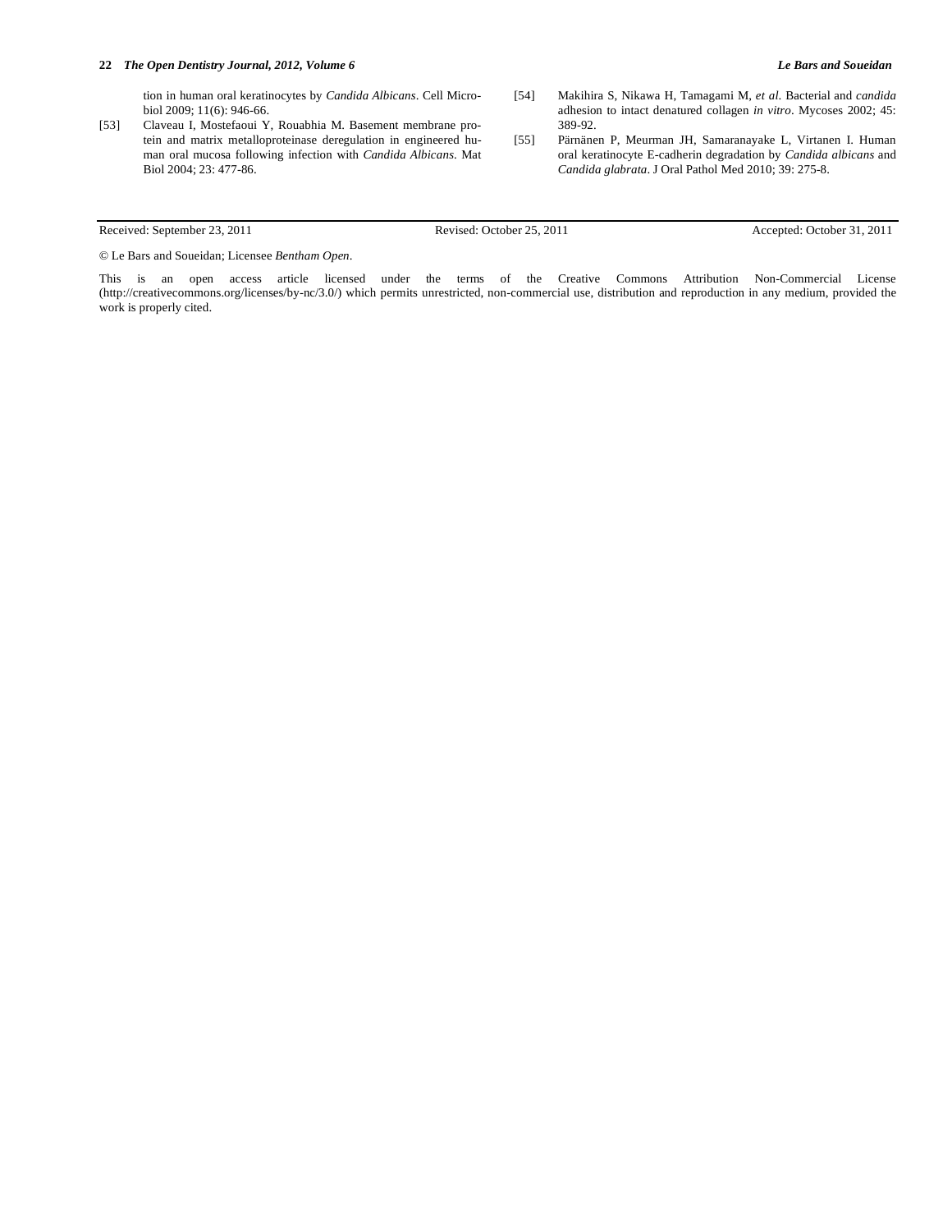tion in human oral keratinocytes by *Candida Albicans*. Cell Microbiol 2009; 11(6): 946-66.

[53] Claveau I, Mostefaoui Y, Rouabhia M. Basement membrane protein and matrix metalloproteinase deregulation in engineered human oral mucosa following infection with *Candida Albicans*. Mat Biol 2004; 23: 477-86.

[54] Makihira S, Nikawa H, Tamagami M, *et al*. Bacterial and *candida* adhesion to intact denatured collagen *in vitro*. Mycoses 2002; 45: 389-92.

[55] Pärnänen P, Meurman JH, Samaranayake L, Virtanen I. Human oral keratinocyte E-cadherin degradation by *Candida albicans* and *Candida glabrata*. J Oral Pathol Med 2010; 39: 275-8.

Received: September 23, 2011 Revised: October 25, 2011 Accepted: October 31, 2011

© Le Bars and Soueidan; Licensee *Bentham Open*.

This is an open access article licensed under the terms of the Creative Commons Attribution Non-Commercial License (http://creativecommons.org/licenses/by-nc/3.0/) which permits unrestricted, non-commercial use, distribution and reproduction in any medium, provided the work is properly cited.